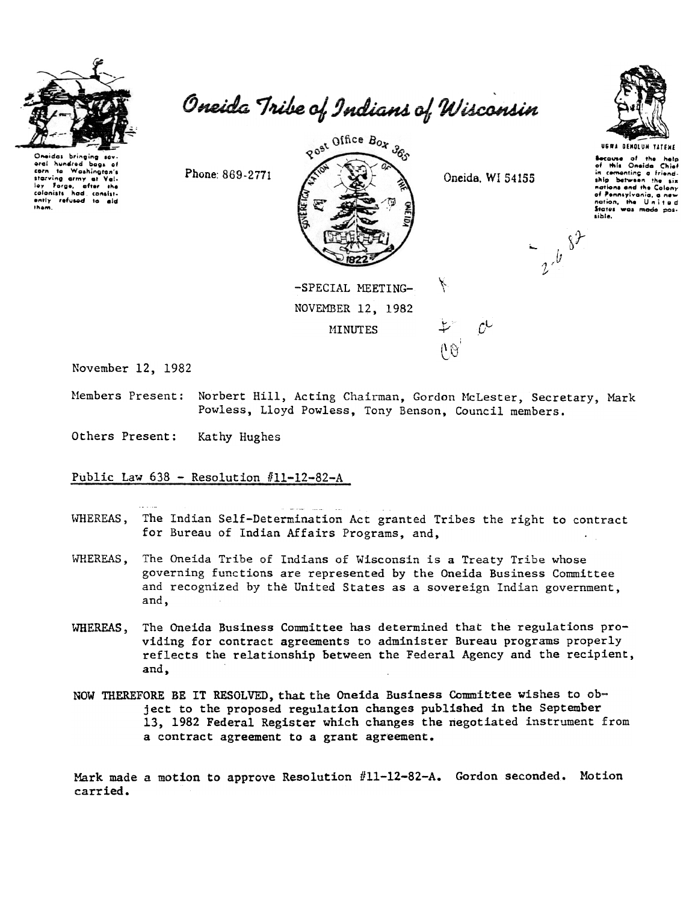# Oneida Tribe of Indians of Wisconsin

Oneidas bringing several hundred bags of corn to Washington's starving army at Valley Forge, after the colonists had consistently refused to aid them.

Phone: 869-2771

Post Office Box 365

Oneida, WI 54155

UGWA DEHOLUH YATEHE

Because of the help of this Oneida Chief in cementing a friendship between the six nations and the Colony of Pennsylvania, a new nation, the United States was made possible.

-SPECIAL MEETING-
NOVEMBER 12, 1982
MINUTES

November 12, 1982

Members Present: Norbert Hill, Acting Chairman, Gordon McLester, Secretary, Mark Powless, Lloyd Powless, Tony Benson, Council members.

Others Present: Kathy Hughes

Public Law 638 - Resolution #11-12-82-A

WHEREAS, The Indian Self-Determination Act granted Tribes the right to contract for Bureau of Indian Affairs Programs, and,

WHEREAS, The Oneida Tribe of Indians of Wisconsin is a Treaty Tribe whose governing functions are represented by the Oneida Business Committee and recognized by the United States as a sovereign Indian government, and,

WHEREAS, The Oneida Business Committee has determined that the regulations providing for contract agreements to administer Bureau programs properly reflects the relationship between the Federal Agency and the recipient, and,

NOW THEREFORE BE IT RESOLVED, that the Oneida Business Committee wishes to object to the proposed regulation changes published in the September 13, 1982 Federal Register which changes the negotiated instrument from a contract agreement to a grant agreement.

Mark made a motion to approve Resolution #11-12-82-A. Gordon seconded. Motion carried.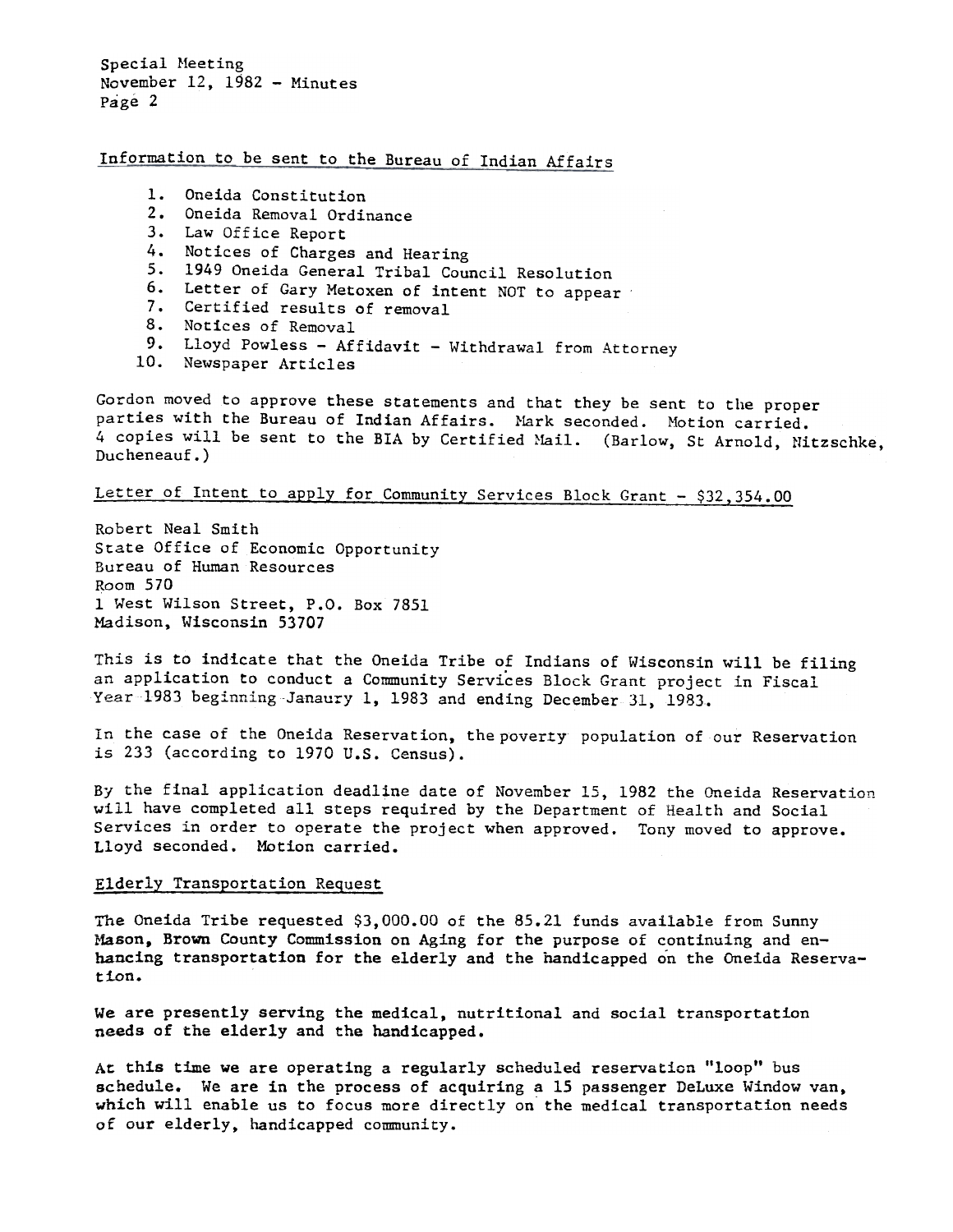Special Meeting
November 12, 1982 - Minutes

## Information to be sent to the Bureau of Indian Affairs

1. Oneida Constitution
2. Oneida Removal Ordinance
3. Law Office Report
4. Notices of Charges and Hearing
5. 1949 Oneida General Tribal Council Resolution
6. Letter of Gary Metoxen of intent NOT to appear
7. Certified results of removal
8. Notices of Removal
9. Lloyd Powless - Affidavit - Withdrawal from Attorney
10. Newspaper Articles

Gordon moved to approve these statements and that they be sent to the proper parties with the Bureau of Indian Affairs. Mark seconded. Motion carried. 4 copies will be sent to the BIA by Certified Mail. (Barlow, St Arnold, Nitzschke, Ducheneauf.)

## Letter of Intent to apply for Community Services Block Grant - $32,354.00

Robert Neal Smith
State Office of Economic Opportunity
Bureau of Human Resources
Room 570
1 West Wilson Street, P.O. Box 7851
Madison, Wisconsin 53707

This is to indicate that the Oneida Tribe of Indians of Wisconsin will be filing an application to conduct a Community Services Block Grant project in Fiscal Year 1983 beginning Janaury 1, 1983 and ending December 31, 1983.

In the case of the Oneida Reservation, the poverty population of our Reservation is 233 (according to 1970 U.S. Census).

By the final application deadline date of November 15, 1982 the Oneida Reservation will have completed all steps required by the Department of Health and Social Services in order to operate the project when approved. Tony moved to approve. Lloyd seconded. Motion carried.

## Elderly Transportation Request

The Oneida Tribe requested $3,000.00 of the 85.21 funds available from Sunny Mason, Brown County Commission on Aging for the purpose of continuing and enhancing transportation for the elderly and the handicapped on the Oneida Reservation.

We are presently serving the medical, nutritional and social transportation needs of the elderly and the handicapped.

At this time we are operating a regularly scheduled reservation "loop" bus schedule. We are in the process of acquiring a 15 passenger DeLuxe Window van, which will enable us to focus more directly on the medical transportation needs of our elderly, handicapped community.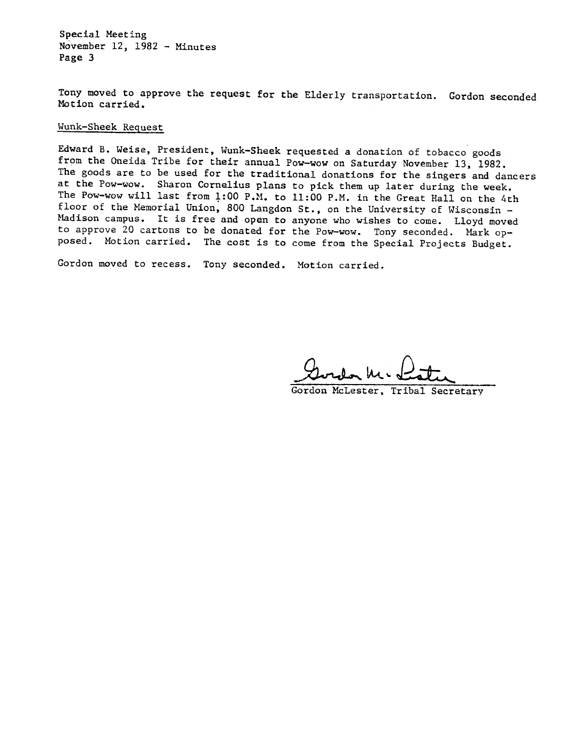Tony moved to approve the request for the Elderly transportation. Gordon seconded Motion carried.

Wunk-Sheek Request

Edward B. Weise, President, Wunk-Sheek requested a donation of tobacco goods from the Oneida Tribe for their annual Pow-wow on Saturday November 13, 1982. The goods are to be used for the traditional donations for the singers and dancers at the Pow-wow. Sharon Cornelius plans to pick them up later during the week. The Pow-wow will last from 1:00 P.M. to 11:00 P.M. in the Great Hall on the 4th floor of the Memorial Union, 800 Langdon St., on the University of Wisconsin - Madison campus. It is free and open to anyone who wishes to come. Lloyd moved to approve 20 cartons to be donated for the Pow-wow. Tony seconded. Mark opposed. Motion carried. The cost is to come from the Special Projects Budget.

Gordon moved to recess. Tony seconded. Motion carried.

Gordon McLester, Tribal Secretary